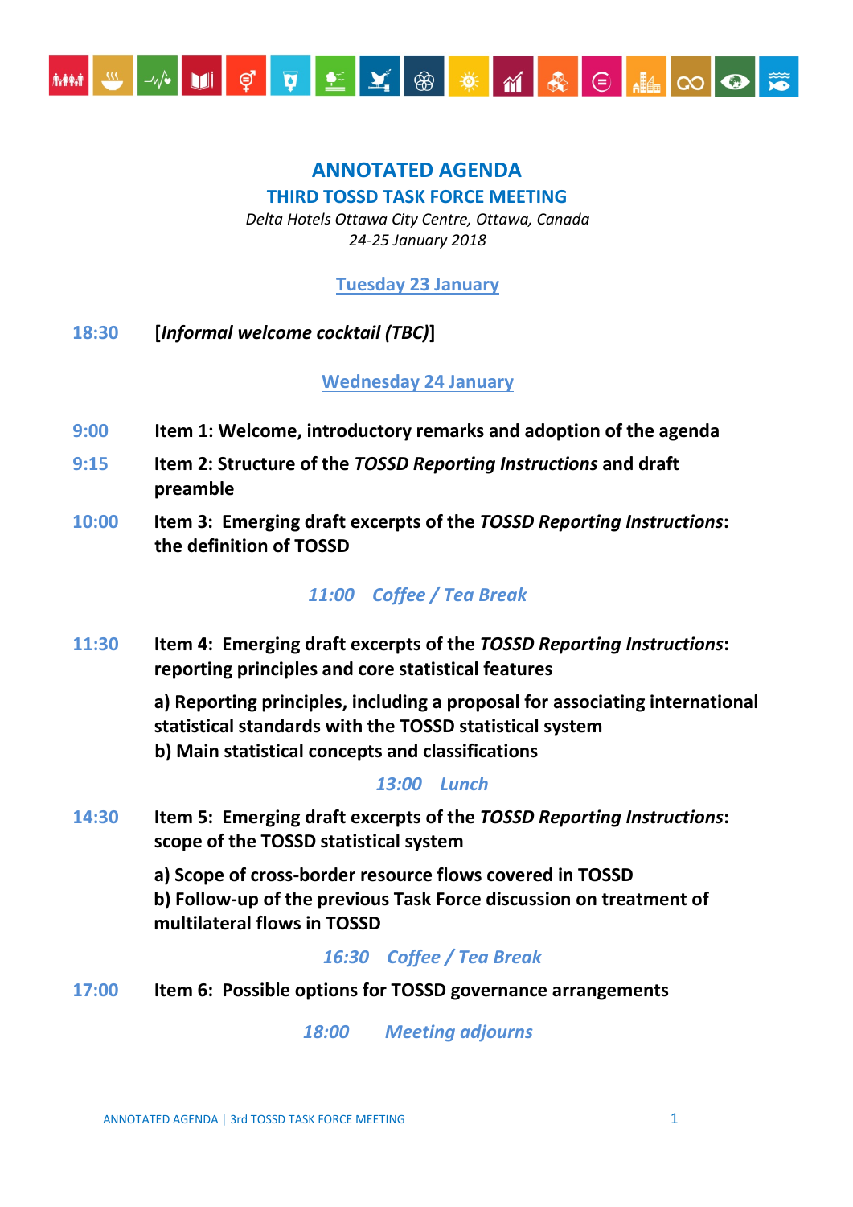# ANNOTATED AGENDA

## THIRD TOSSD TASK FORCE MEETING

*Delta Hotels Ottawa City Centre, Ottawa, Canada*
*24-25 January 2018*

### Tuesday 23 January

**18:30** **[*Informal welcome cocktail (TBC)*]**

### Wednesday 24 January

**9:00** **Item 1: Welcome, introductory remarks and adoption of the agenda**

**9:15** **Item 2: Structure of the *TOSSD Reporting Instructions* and draft preamble**

**10:00** **Item 3: Emerging draft excerpts of the *TOSSD Reporting Instructions*: the definition of TOSSD**

*11:00 Coffee / Tea Break*

**11:30** **Item 4: Emerging draft excerpts of the *TOSSD Reporting Instructions*: reporting principles and core statistical features**

**a) Reporting principles, including a proposal for associating international statistical standards with the TOSSD statistical system**
**b) Main statistical concepts and classifications**

*13:00 Lunch*

**14:30** **Item 5: Emerging draft excerpts of the *TOSSD Reporting Instructions*: scope of the TOSSD statistical system**

**a) Scope of cross-border resource flows covered in TOSSD**
**b) Follow-up of the previous Task Force discussion on treatment of multilateral flows in TOSSD**

*16:30 Coffee / Tea Break*

**17:00** **Item 6: Possible options for TOSSD governance arrangements**

*18:00 Meeting adjourns*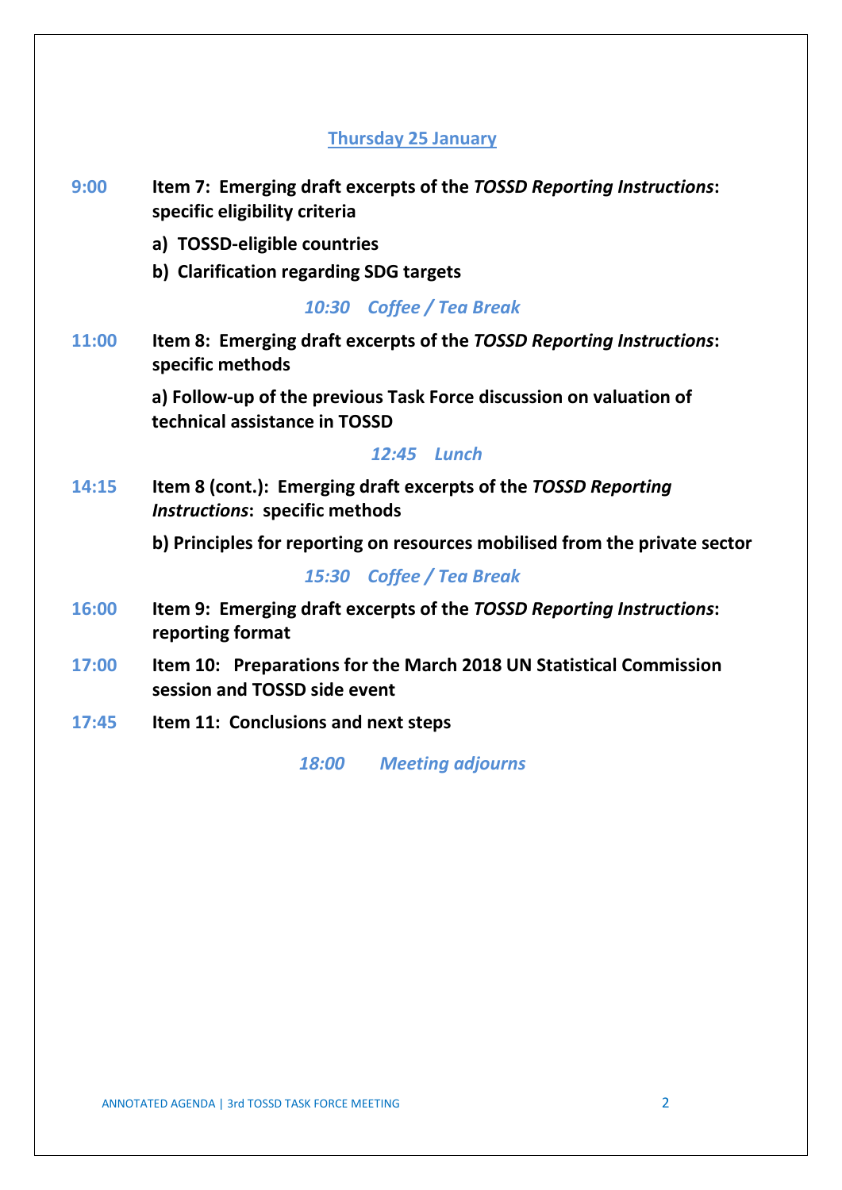## Thursday 25 January

**9:00** **Item 7: Emerging draft excerpts of the *TOSSD Reporting Instructions*: specific eligibility criteria**

**a) TOSSD-eligible countries**

**b) Clarification regarding SDG targets**

*10:30 Coffee / Tea Break*

**11:00** **Item 8: Emerging draft excerpts of the *TOSSD Reporting Instructions*: specific methods**

**a) Follow-up of the previous Task Force discussion on valuation of technical assistance in TOSSD**

*12:45 Lunch*

**14:15** **Item 8 (cont.): Emerging draft excerpts of the *TOSSD Reporting Instructions*: specific methods**

**b) Principles for reporting on resources mobilised from the private sector**

*15:30 Coffee / Tea Break*

**16:00** **Item 9: Emerging draft excerpts of the *TOSSD Reporting Instructions*: reporting format**

**17:00** **Item 10: Preparations for the March 2018 UN Statistical Commission session and TOSSD side event**

**17:45** **Item 11: Conclusions and next steps**

*18:00 Meeting adjourns*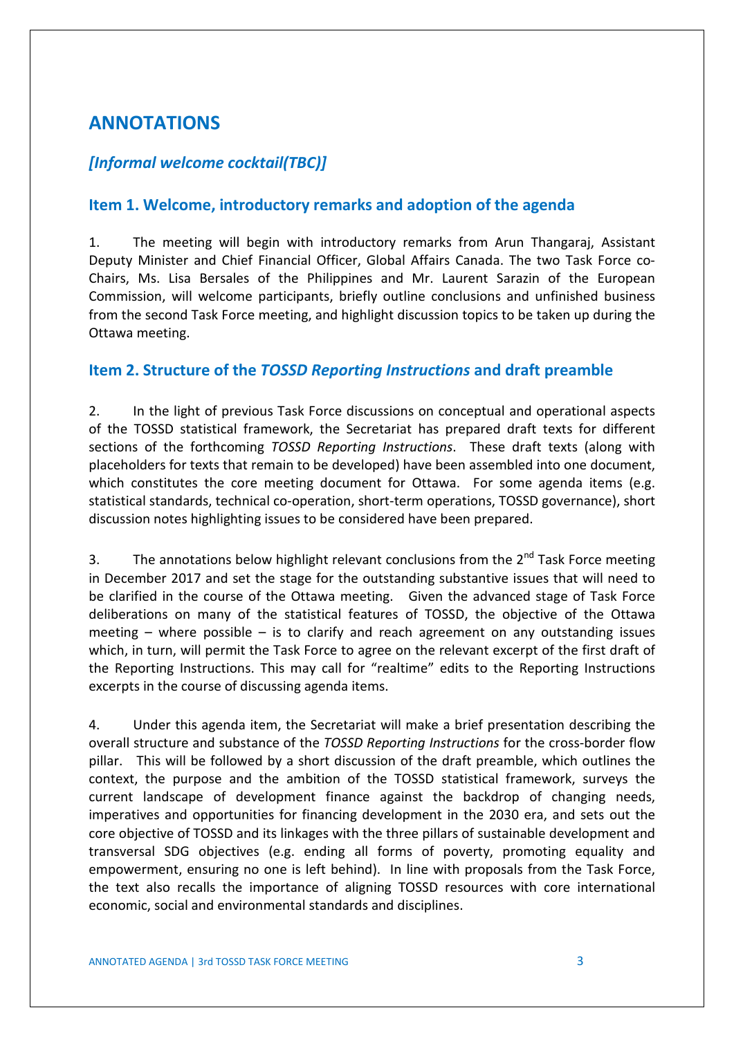# ANNOTATIONS

## *[Informal welcome cocktail(TBC)]*

## Item 1. Welcome, introductory remarks and adoption of the agenda

1. The meeting will begin with introductory remarks from Arun Thangaraj, Assistant Deputy Minister and Chief Financial Officer, Global Affairs Canada. The two Task Force co-Chairs, Ms. Lisa Bersales of the Philippines and Mr. Laurent Sarazin of the European Commission, will welcome participants, briefly outline conclusions and unfinished business from the second Task Force meeting, and highlight discussion topics to be taken up during the Ottawa meeting.

## Item 2. Structure of the *TOSSD Reporting Instructions* and draft preamble

2. In the light of previous Task Force discussions on conceptual and operational aspects of the TOSSD statistical framework, the Secretariat has prepared draft texts for different sections of the forthcoming *TOSSD Reporting Instructions*. These draft texts (along with placeholders for texts that remain to be developed) have been assembled into one document, which constitutes the core meeting document for Ottawa. For some agenda items (e.g. statistical standards, technical co-operation, short-term operations, TOSSD governance), short discussion notes highlighting issues to be considered have been prepared.

3. The annotations below highlight relevant conclusions from the 2nd Task Force meeting in December 2017 and set the stage for the outstanding substantive issues that will need to be clarified in the course of the Ottawa meeting. Given the advanced stage of Task Force deliberations on many of the statistical features of TOSSD, the objective of the Ottawa meeting – where possible – is to clarify and reach agreement on any outstanding issues which, in turn, will permit the Task Force to agree on the relevant excerpt of the first draft of the Reporting Instructions. This may call for "realtime" edits to the Reporting Instructions excerpts in the course of discussing agenda items.

4. Under this agenda item, the Secretariat will make a brief presentation describing the overall structure and substance of the *TOSSD Reporting Instructions* for the cross-border flow pillar. This will be followed by a short discussion of the draft preamble, which outlines the context, the purpose and the ambition of the TOSSD statistical framework, surveys the current landscape of development finance against the backdrop of changing needs, imperatives and opportunities for financing development in the 2030 era, and sets out the core objective of TOSSD and its linkages with the three pillars of sustainable development and transversal SDG objectives (e.g. ending all forms of poverty, promoting equality and empowerment, ensuring no one is left behind). In line with proposals from the Task Force, the text also recalls the importance of aligning TOSSD resources with core international economic, social and environmental standards and disciplines.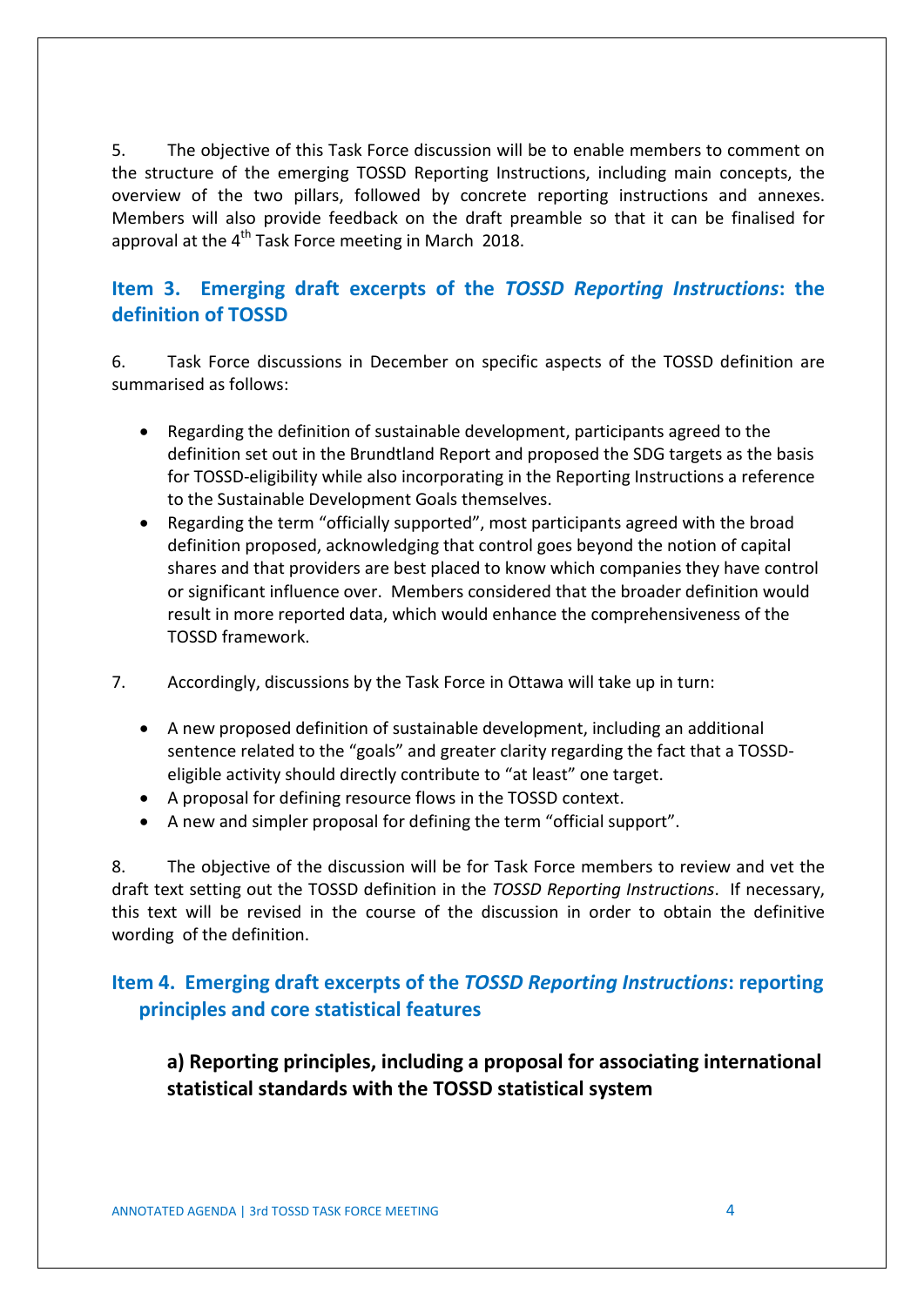5. The objective of this Task Force discussion will be to enable members to comment on the structure of the emerging TOSSD Reporting Instructions, including main concepts, the overview of the two pillars, followed by concrete reporting instructions and annexes. Members will also provide feedback on the draft preamble so that it can be finalised for approval at the 4th Task Force meeting in March 2018.

## Item 3. Emerging draft excerpts of the *TOSSD Reporting Instructions*: the definition of TOSSD

6. Task Force discussions in December on specific aspects of the TOSSD definition are summarised as follows:

- Regarding the definition of sustainable development, participants agreed to the definition set out in the Brundtland Report and proposed the SDG targets as the basis for TOSSD-eligibility while also incorporating in the Reporting Instructions a reference to the Sustainable Development Goals themselves.
- Regarding the term "officially supported", most participants agreed with the broad definition proposed, acknowledging that control goes beyond the notion of capital shares and that providers are best placed to know which companies they have control or significant influence over. Members considered that the broader definition would result in more reported data, which would enhance the comprehensiveness of the TOSSD framework.

7. Accordingly, discussions by the Task Force in Ottawa will take up in turn:

- A new proposed definition of sustainable development, including an additional sentence related to the "goals" and greater clarity regarding the fact that a TOSSD-eligible activity should directly contribute to "at least" one target.
- A proposal for defining resource flows in the TOSSD context.
- A new and simpler proposal for defining the term "official support".

8. The objective of the discussion will be for Task Force members to review and vet the draft text setting out the TOSSD definition in the *TOSSD Reporting Instructions*. If necessary, this text will be revised in the course of the discussion in order to obtain the definitive wording of the definition.

## Item 4. Emerging draft excerpts of the *TOSSD Reporting Instructions*: reporting principles and core statistical features

### a) Reporting principles, including a proposal for associating international statistical standards with the TOSSD statistical system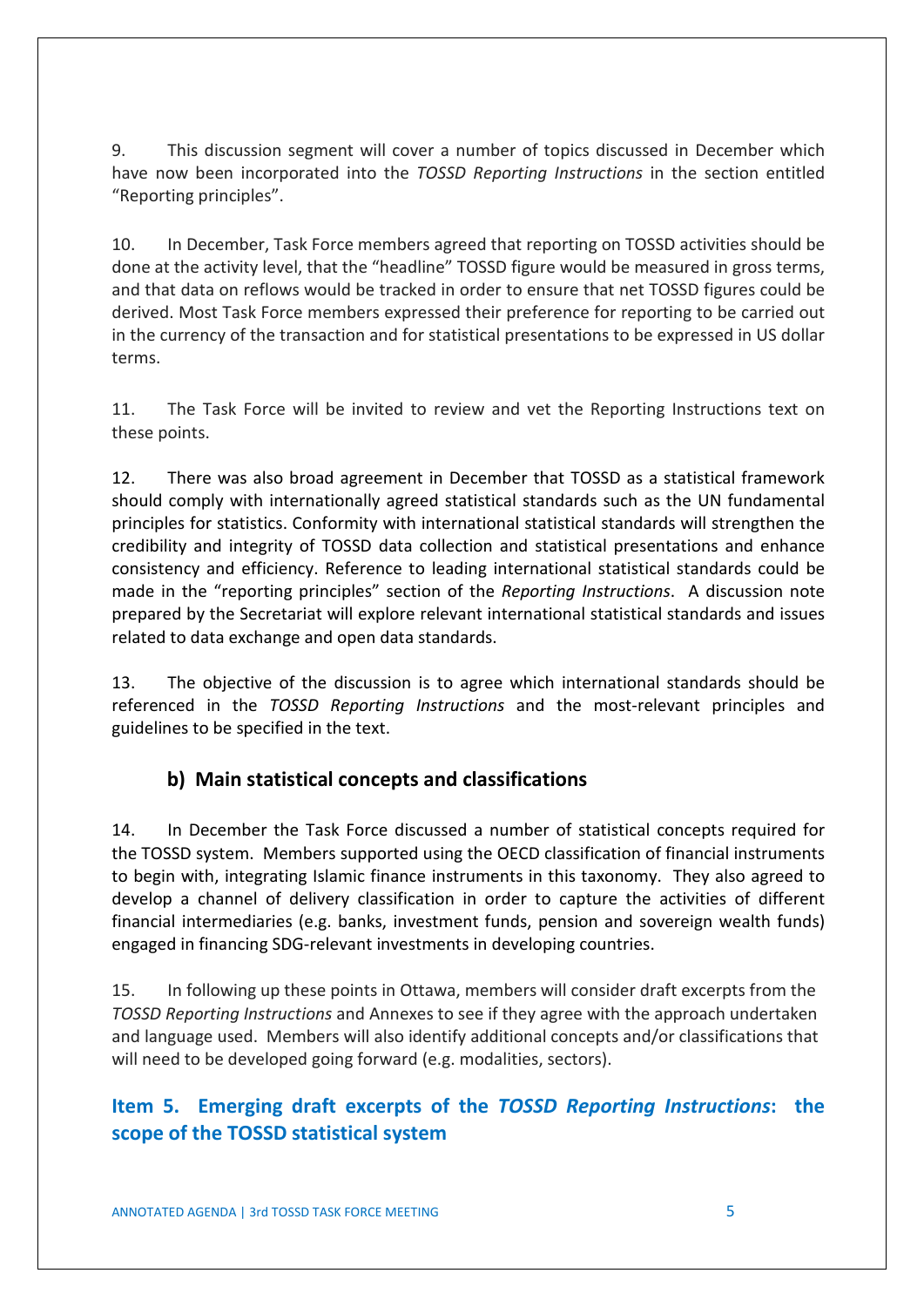9. This discussion segment will cover a number of topics discussed in December which have now been incorporated into the *TOSSD Reporting Instructions* in the section entitled "Reporting principles".

10. In December, Task Force members agreed that reporting on TOSSD activities should be done at the activity level, that the "headline" TOSSD figure would be measured in gross terms, and that data on reflows would be tracked in order to ensure that net TOSSD figures could be derived. Most Task Force members expressed their preference for reporting to be carried out in the currency of the transaction and for statistical presentations to be expressed in US dollar terms.

11. The Task Force will be invited to review and vet the Reporting Instructions text on these points.

12. There was also broad agreement in December that TOSSD as a statistical framework should comply with internationally agreed statistical standards such as the UN fundamental principles for statistics. Conformity with international statistical standards will strengthen the credibility and integrity of TOSSD data collection and statistical presentations and enhance consistency and efficiency. Reference to leading international statistical standards could be made in the "reporting principles" section of the *Reporting Instructions*. A discussion note prepared by the Secretariat will explore relevant international statistical standards and issues related to data exchange and open data standards.

13. The objective of the discussion is to agree which international standards should be referenced in the *TOSSD Reporting Instructions* and the most-relevant principles and guidelines to be specified in the text.

### b) Main statistical concepts and classifications

14. In December the Task Force discussed a number of statistical concepts required for the TOSSD system. Members supported using the OECD classification of financial instruments to begin with, integrating Islamic finance instruments in this taxonomy. They also agreed to develop a channel of delivery classification in order to capture the activities of different financial intermediaries (e.g. banks, investment funds, pension and sovereign wealth funds) engaged in financing SDG-relevant investments in developing countries.

15. In following up these points in Ottawa, members will consider draft excerpts from the *TOSSD Reporting Instructions* and Annexes to see if they agree with the approach undertaken and language used. Members will also identify additional concepts and/or classifications that will need to be developed going forward (e.g. modalities, sectors).

## Item 5. Emerging draft excerpts of the *TOSSD Reporting Instructions*: the scope of the TOSSD statistical system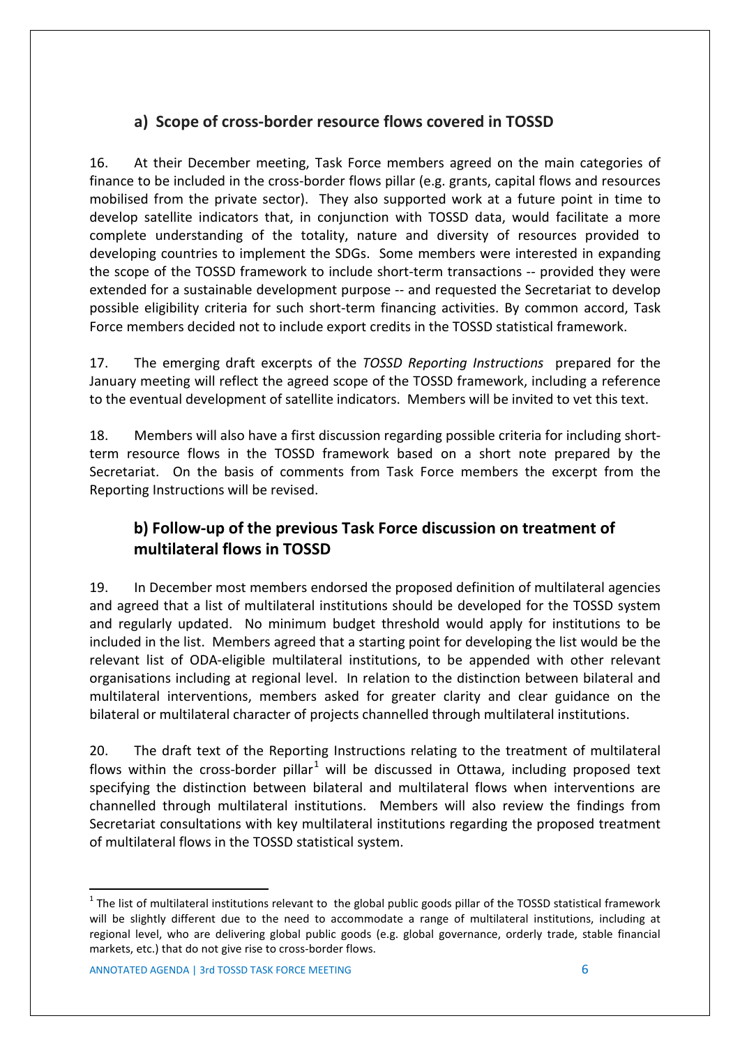## a) Scope of cross-border resource flows covered in TOSSD

16. At their December meeting, Task Force members agreed on the main categories of finance to be included in the cross-border flows pillar (e.g. grants, capital flows and resources mobilised from the private sector). They also supported work at a future point in time to develop satellite indicators that, in conjunction with TOSSD data, would facilitate a more complete understanding of the totality, nature and diversity of resources provided to developing countries to implement the SDGs. Some members were interested in expanding the scope of the TOSSD framework to include short-term transactions -- provided they were extended for a sustainable development purpose -- and requested the Secretariat to develop possible eligibility criteria for such short-term financing activities. By common accord, Task Force members decided not to include export credits in the TOSSD statistical framework.

17. The emerging draft excerpts of the *TOSSD Reporting Instructions* prepared for the January meeting will reflect the agreed scope of the TOSSD framework, including a reference to the eventual development of satellite indicators. Members will be invited to vet this text.

18. Members will also have a first discussion regarding possible criteria for including short-term resource flows in the TOSSD framework based on a short note prepared by the Secretariat. On the basis of comments from Task Force members the excerpt from the Reporting Instructions will be revised.

## b) Follow-up of the previous Task Force discussion on treatment of multilateral flows in TOSSD

19. In December most members endorsed the proposed definition of multilateral agencies and agreed that a list of multilateral institutions should be developed for the TOSSD system and regularly updated. No minimum budget threshold would apply for institutions to be included in the list. Members agreed that a starting point for developing the list would be the relevant list of ODA-eligible multilateral institutions, to be appended with other relevant organisations including at regional level. In relation to the distinction between bilateral and multilateral interventions, members asked for greater clarity and clear guidance on the bilateral or multilateral character of projects channelled through multilateral institutions.

20. The draft text of the Reporting Instructions relating to the treatment of multilateral flows within the cross-border pillar[1] will be discussed in Ottawa, including proposed text specifying the distinction between bilateral and multilateral flows when interventions are channelled through multilateral institutions. Members will also review the findings from Secretariat consultations with key multilateral institutions regarding the proposed treatment of multilateral flows in the TOSSD statistical system.

[1] The list of multilateral institutions relevant to the global public goods pillar of the TOSSD statistical framework will be slightly different due to the need to accommodate a range of multilateral institutions, including at regional level, who are delivering global public goods (e.g. global governance, orderly trade, stable financial markets, etc.) that do not give rise to cross-border flows.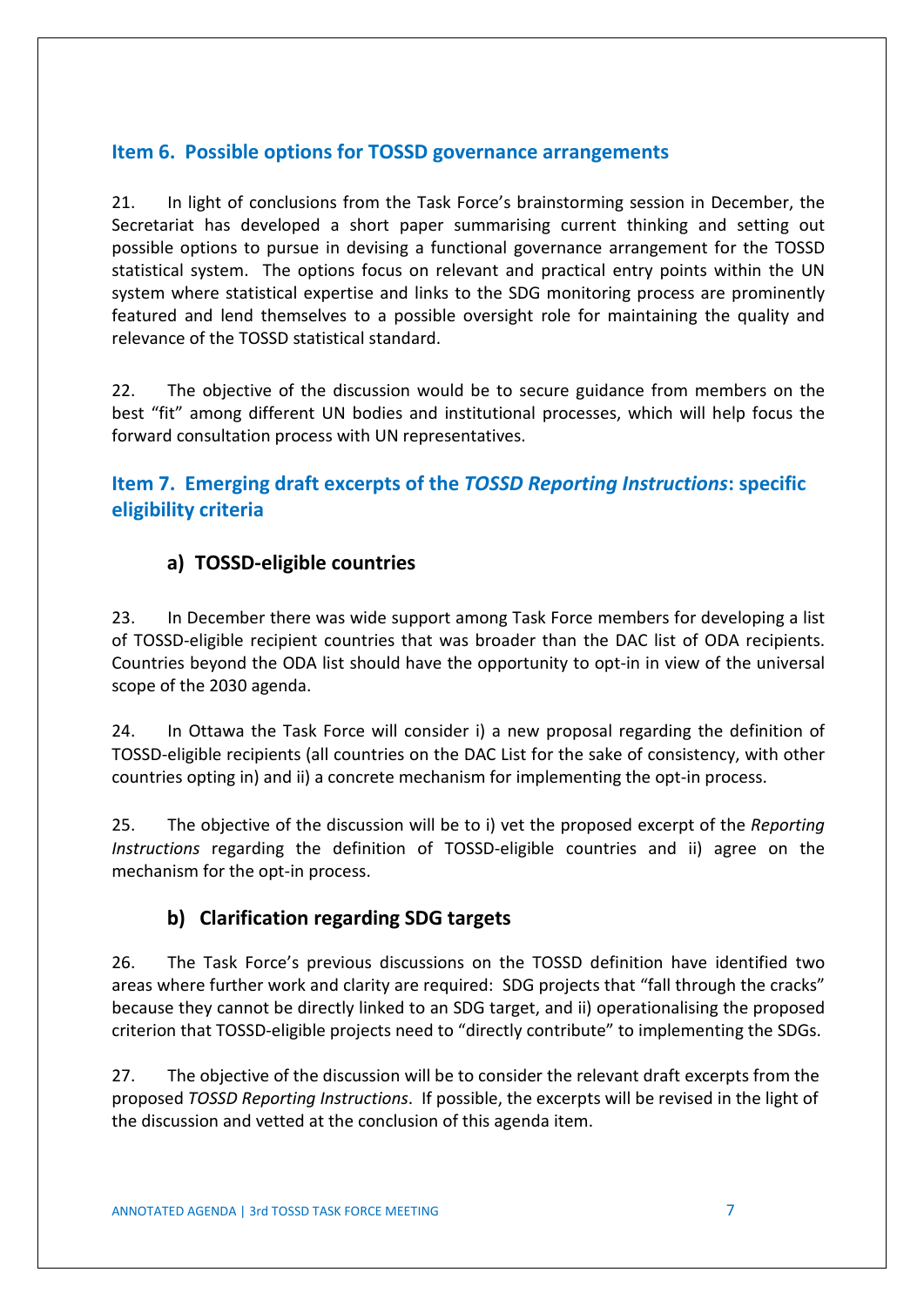## Item 6. Possible options for TOSSD governance arrangements

21. In light of conclusions from the Task Force's brainstorming session in December, the Secretariat has developed a short paper summarising current thinking and setting out possible options to pursue in devising a functional governance arrangement for the TOSSD statistical system. The options focus on relevant and practical entry points within the UN system where statistical expertise and links to the SDG monitoring process are prominently featured and lend themselves to a possible oversight role for maintaining the quality and relevance of the TOSSD statistical standard.

22. The objective of the discussion would be to secure guidance from members on the best "fit" among different UN bodies and institutional processes, which will help focus the forward consultation process with UN representatives.

## Item 7. Emerging draft excerpts of the *TOSSD Reporting Instructions*: specific eligibility criteria

### a) TOSSD-eligible countries

23. In December there was wide support among Task Force members for developing a list of TOSSD-eligible recipient countries that was broader than the DAC list of ODA recipients. Countries beyond the ODA list should have the opportunity to opt-in in view of the universal scope of the 2030 agenda.

24. In Ottawa the Task Force will consider i) a new proposal regarding the definition of TOSSD-eligible recipients (all countries on the DAC List for the sake of consistency, with other countries opting in) and ii) a concrete mechanism for implementing the opt-in process.

25. The objective of the discussion will be to i) vet the proposed excerpt of the *Reporting Instructions* regarding the definition of TOSSD-eligible countries and ii) agree on the mechanism for the opt-in process.

### b) Clarification regarding SDG targets

26. The Task Force's previous discussions on the TOSSD definition have identified two areas where further work and clarity are required: SDG projects that "fall through the cracks" because they cannot be directly linked to an SDG target, and ii) operationalising the proposed criterion that TOSSD-eligible projects need to "directly contribute" to implementing the SDGs.

27. The objective of the discussion will be to consider the relevant draft excerpts from the proposed *TOSSD Reporting Instructions*. If possible, the excerpts will be revised in the light of the discussion and vetted at the conclusion of this agenda item.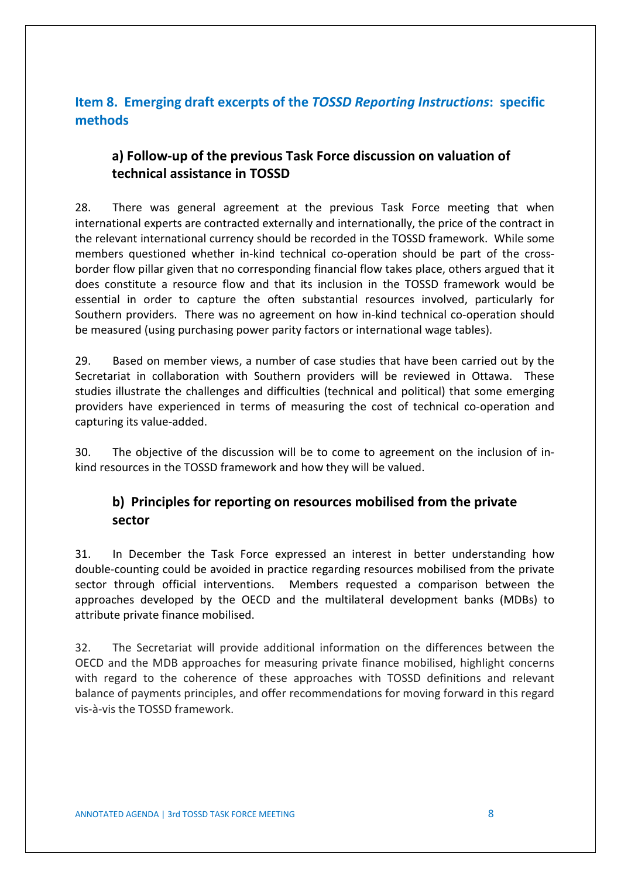## Item 8. Emerging draft excerpts of the *TOSSD Reporting Instructions*: specific methods

### a) Follow-up of the previous Task Force discussion on valuation of technical assistance in TOSSD

28. There was general agreement at the previous Task Force meeting that when international experts are contracted externally and internationally, the price of the contract in the relevant international currency should be recorded in the TOSSD framework. While some members questioned whether in-kind technical co-operation should be part of the cross-border flow pillar given that no corresponding financial flow takes place, others argued that it does constitute a resource flow and that its inclusion in the TOSSD framework would be essential in order to capture the often substantial resources involved, particularly for Southern providers. There was no agreement on how in-kind technical co-operation should be measured (using purchasing power parity factors or international wage tables).

29. Based on member views, a number of case studies that have been carried out by the Secretariat in collaboration with Southern providers will be reviewed in Ottawa. These studies illustrate the challenges and difficulties (technical and political) that some emerging providers have experienced in terms of measuring the cost of technical co-operation and capturing its value-added.

30. The objective of the discussion will be to come to agreement on the inclusion of in-kind resources in the TOSSD framework and how they will be valued.

### b) Principles for reporting on resources mobilised from the private sector

31. In December the Task Force expressed an interest in better understanding how double-counting could be avoided in practice regarding resources mobilised from the private sector through official interventions. Members requested a comparison between the approaches developed by the OECD and the multilateral development banks (MDBs) to attribute private finance mobilised.

32. The Secretariat will provide additional information on the differences between the OECD and the MDB approaches for measuring private finance mobilised, highlight concerns with regard to the coherence of these approaches with TOSSD definitions and relevant balance of payments principles, and offer recommendations for moving forward in this regard vis-à-vis the TOSSD framework.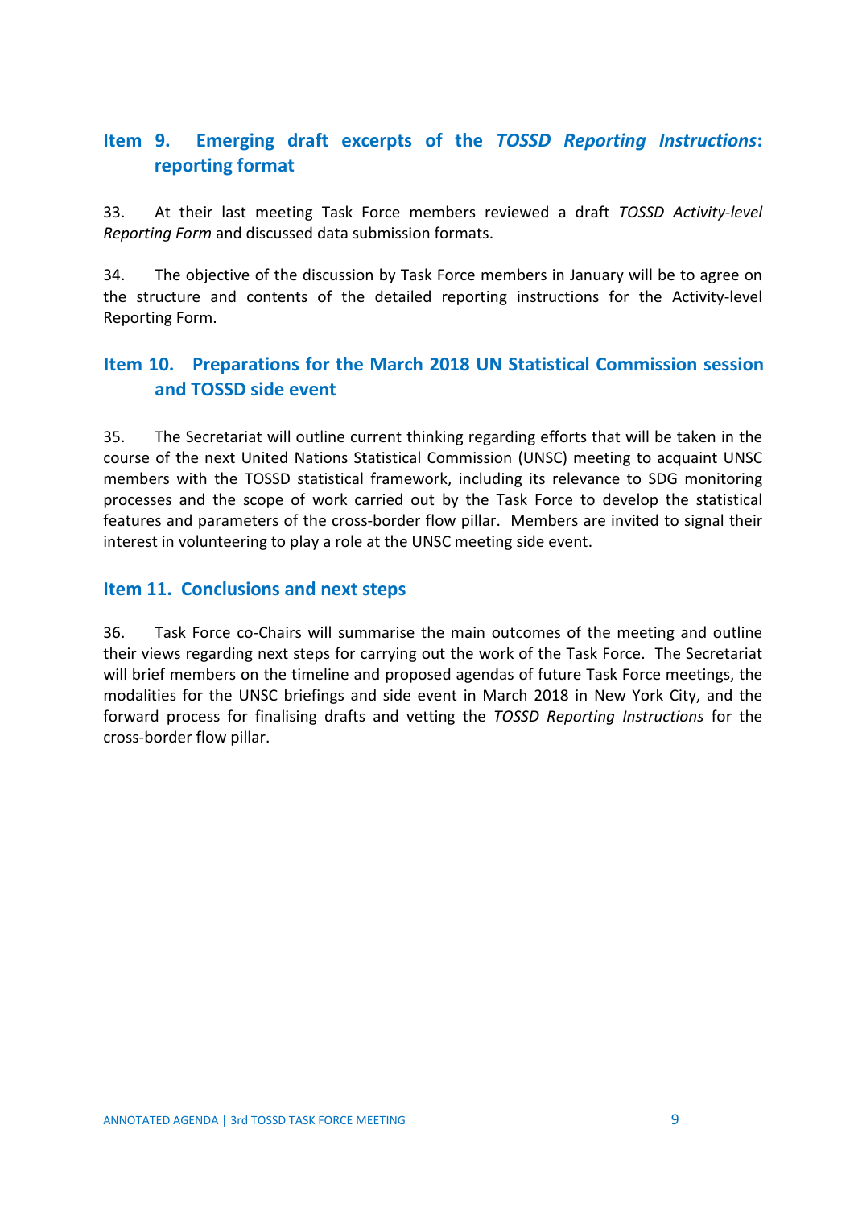## Item 9. Emerging draft excerpts of the *TOSSD Reporting Instructions*: reporting format

33. At their last meeting Task Force members reviewed a draft *TOSSD Activity-level Reporting Form* and discussed data submission formats.

34. The objective of the discussion by Task Force members in January will be to agree on the structure and contents of the detailed reporting instructions for the Activity-level Reporting Form.

## Item 10. Preparations for the March 2018 UN Statistical Commission session and TOSSD side event

35. The Secretariat will outline current thinking regarding efforts that will be taken in the course of the next United Nations Statistical Commission (UNSC) meeting to acquaint UNSC members with the TOSSD statistical framework, including its relevance to SDG monitoring processes and the scope of work carried out by the Task Force to develop the statistical features and parameters of the cross-border flow pillar. Members are invited to signal their interest in volunteering to play a role at the UNSC meeting side event.

## Item 11. Conclusions and next steps

36. Task Force co-Chairs will summarise the main outcomes of the meeting and outline their views regarding next steps for carrying out the work of the Task Force. The Secretariat will brief members on the timeline and proposed agendas of future Task Force meetings, the modalities for the UNSC briefings and side event in March 2018 in New York City, and the forward process for finalising drafts and vetting the *TOSSD Reporting Instructions* for the cross-border flow pillar.